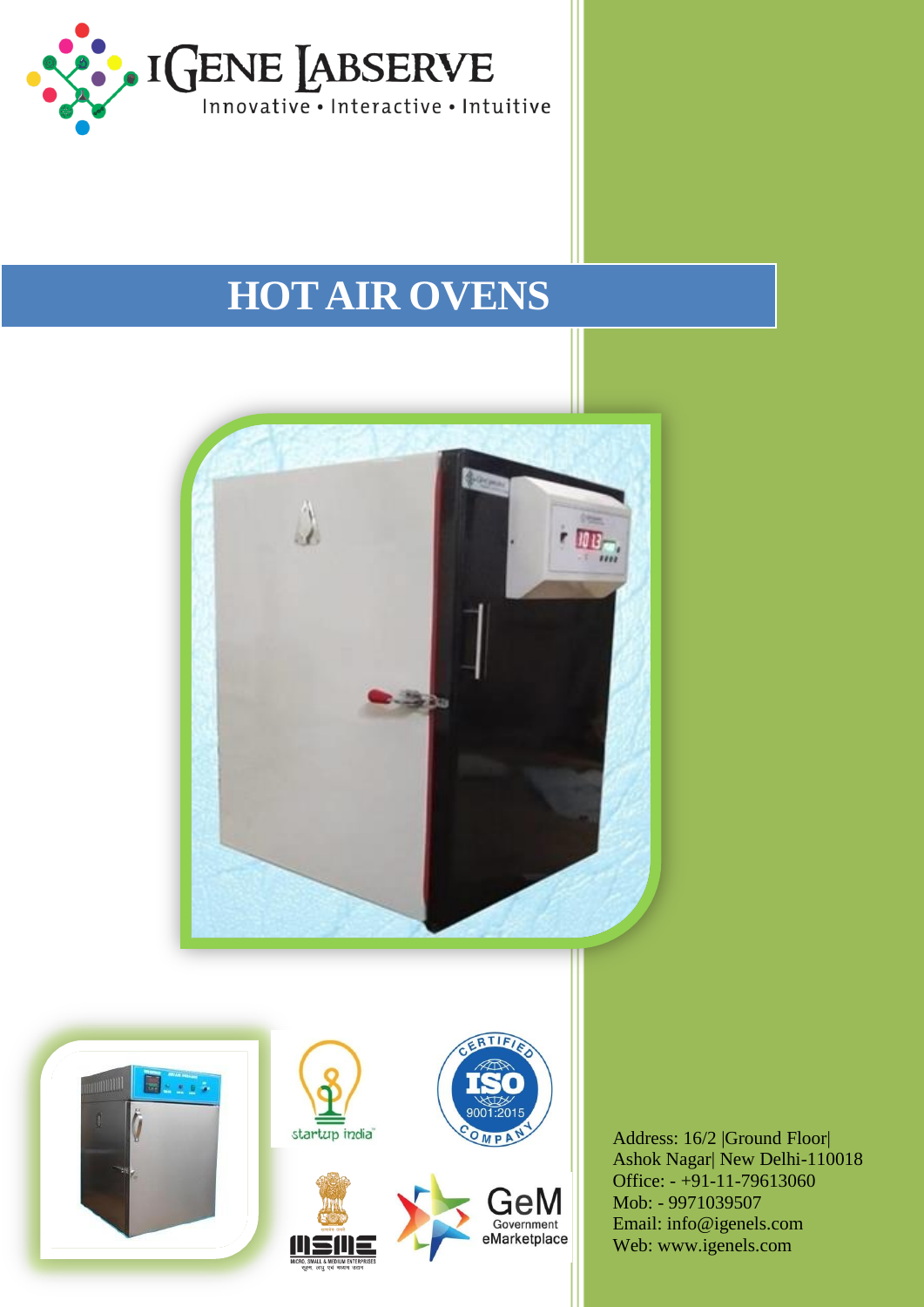IGENE LABSERVE

Innovative • Interactive • Intuitive

# HOT AIR OVENS

Address: 16/2 |Ground Floor|
Ashok Nagar| New Delhi-110018
Office: - +91-11-79613060
Mob: - 9971039507
Email: info@igenels.com
Web: www.igenels.com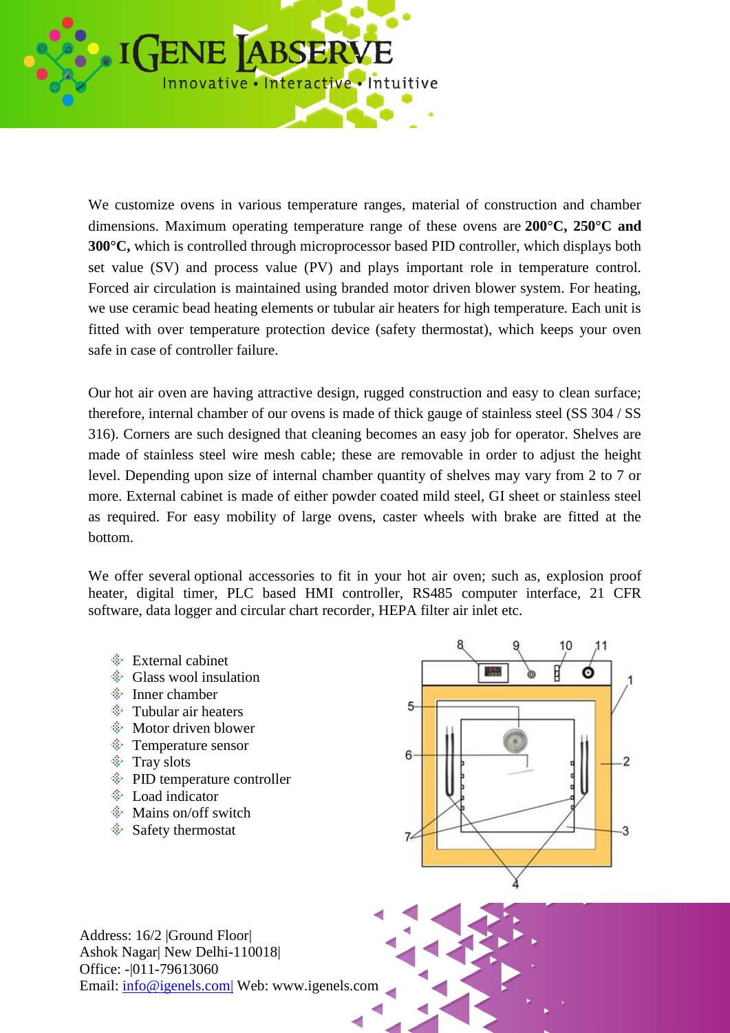We customize ovens in various temperature ranges, material of construction and chamber dimensions. Maximum operating temperature range of these ovens are **200°C, 250°C and 300°C,** which is controlled through microprocessor based PID controller, which displays both set value (SV) and process value (PV) and plays important role in temperature control. Forced air circulation is maintained using branded motor driven blower system. For heating, we use ceramic bead heating elements or tubular air heaters for high temperature. Each unit is fitted with over temperature protection device (safety thermostat), which keeps your oven safe in case of controller failure.

Our hot air oven are having attractive design, rugged construction and easy to clean surface; therefore, internal chamber of our ovens is made of thick gauge of stainless steel (SS 304 / SS 316). Corners are such designed that cleaning becomes an easy job for operator. Shelves are made of stainless steel wire mesh cable; these are removable in order to adjust the height level. Depending upon size of internal chamber quantity of shelves may vary from 2 to 7 or more. External cabinet is made of either powder coated mild steel, GI sheet or stainless steel as required. For easy mobility of large ovens, caster wheels with brake are fitted at the bottom.

We offer several optional accessories to fit in your hot air oven; such as, explosion proof heater, digital timer, PLC based HMI controller, RS485 computer interface, 21 CFR software, data logger and circular chart recorder, HEPA filter air inlet etc.

- External cabinet
- Glass wool insulation
- Inner chamber
- Tubular air heaters
- Motor driven blower
- Temperature sensor
- Tray slots
- PID temperature controller
- Load indicator
- Mains on/off switch
- Safety thermostat

Address: 16/2 |Ground Floor|
Ashok Nagar| New Delhi-110018|
Office: -|011-79613060
Email: info@igenels.com| Web: www.igenels.com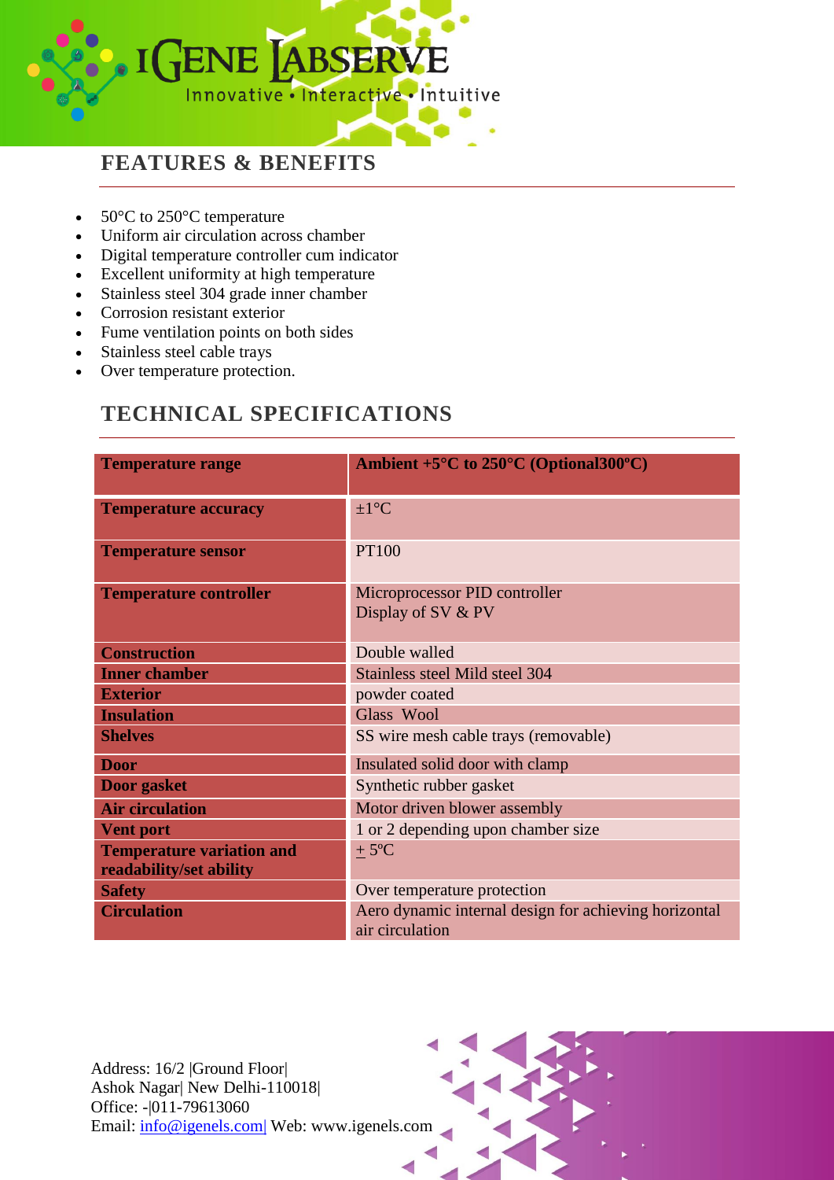## FEATURES & BENEFITS

- 50°C to 250°C temperature
- Uniform air circulation across chamber
- Digital temperature controller cum indicator
- Excellent uniformity at high temperature
- Stainless steel 304 grade inner chamber
- Corrosion resistant exterior
- Fume ventilation points on both sides
- Stainless steel cable trays
- Over temperature protection.

## TECHNICAL SPECIFICATIONS

| **Temperature range** | **Ambient +5°C to 250°C (Optional300ºC)** |
|---|---|
| **Temperature accuracy** | ±1°C |
| **Temperature sensor** | PT100 |
| **Temperature controller** | Microprocessor PID controller<br>Display of SV & PV |
| **Construction** | Double walled |
| **Inner chamber** | Stainless steel Mild steel 304 |
| **Exterior** | powder coated |
| **Insulation** | Glass Wool |
| **Shelves** | SS wire mesh cable trays (removable) |
| **Door** | Insulated solid door with clamp |
| **Door gasket** | Synthetic rubber gasket |
| **Air circulation** | Motor driven blower assembly |
| **Vent port** | 1 or 2 depending upon chamber size |
| **Temperature variation and readability/set ability** | ± 5ºC |
| **Safety** | Over temperature protection |
| **Circulation** | Aero dynamic internal design for achieving horizontal air circulation |

Address: 16/2 |Ground Floor|
Ashok Nagar| New Delhi-110018|
Office: -|011-79613060
Email: info@igenels.com| Web: www.igenels.com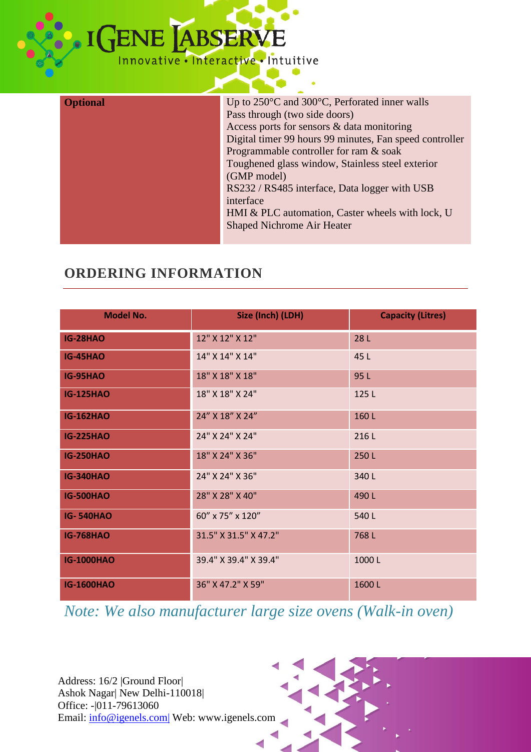| | |
|---|---|
| **Optional** | Up to 250°C and 300°C, Perforated inner walls<br>Pass through (two side doors)<br>Access ports for sensors & data monitoring<br>Digital timer 99 hours 99 minutes, Fan speed controller<br>Programmable controller for ram & soak<br>Toughened glass window, Stainless steel exterior (GMP model)<br>RS232 / RS485 interface, Data logger with USB interface<br>HMI & PLC automation, Caster wheels with lock, U Shaped Nichrome Air Heater |

## ORDERING INFORMATION

| Model No. | Size (Inch) (LDH) | Capacity (Litres) |
|---|---|---|
| **IG-28HAO** | 12" X 12" X 12" | 28 L |
| **IG-45HAO** | 14" X 14" X 14" | 45 L |
| **IG-95HAO** | 18" X 18" X 18" | 95 L |
| **IG-125HAO** | 18" X 18" X 24" | 125 L |
| **IG-162HAO** | 24" X 18" X 24" | 160 L |
| **IG-225HAO** | 24" X 24" X 24" | 216 L |
| **IG-250HAO** | 18" X 24" X 36" | 250 L |
| **IG-340HAO** | 24" X 24" X 36" | 340 L |
| **IG-500HAO** | 28" X 28" X 40" | 490 L |
| **IG- 540HAO** | 60" x 75" x 120" | 540 L |
| **IG-768HAO** | 31.5" X 31.5" X 47.2" | 768 L |
| **IG-1000HAO** | 39.4" X 39.4" X 39.4" | 1000 L |
| **IG-1600HAO** | 36" X 47.2" X 59" | 1600 L |

*Note: We also manufacturer large size ovens (Walk-in oven)*

Address: 16/2 |Ground Floor|
Ashok Nagar| New Delhi-110018|
Office: -|011-79613060
Email: info@igenels.com| Web: www.igenels.com